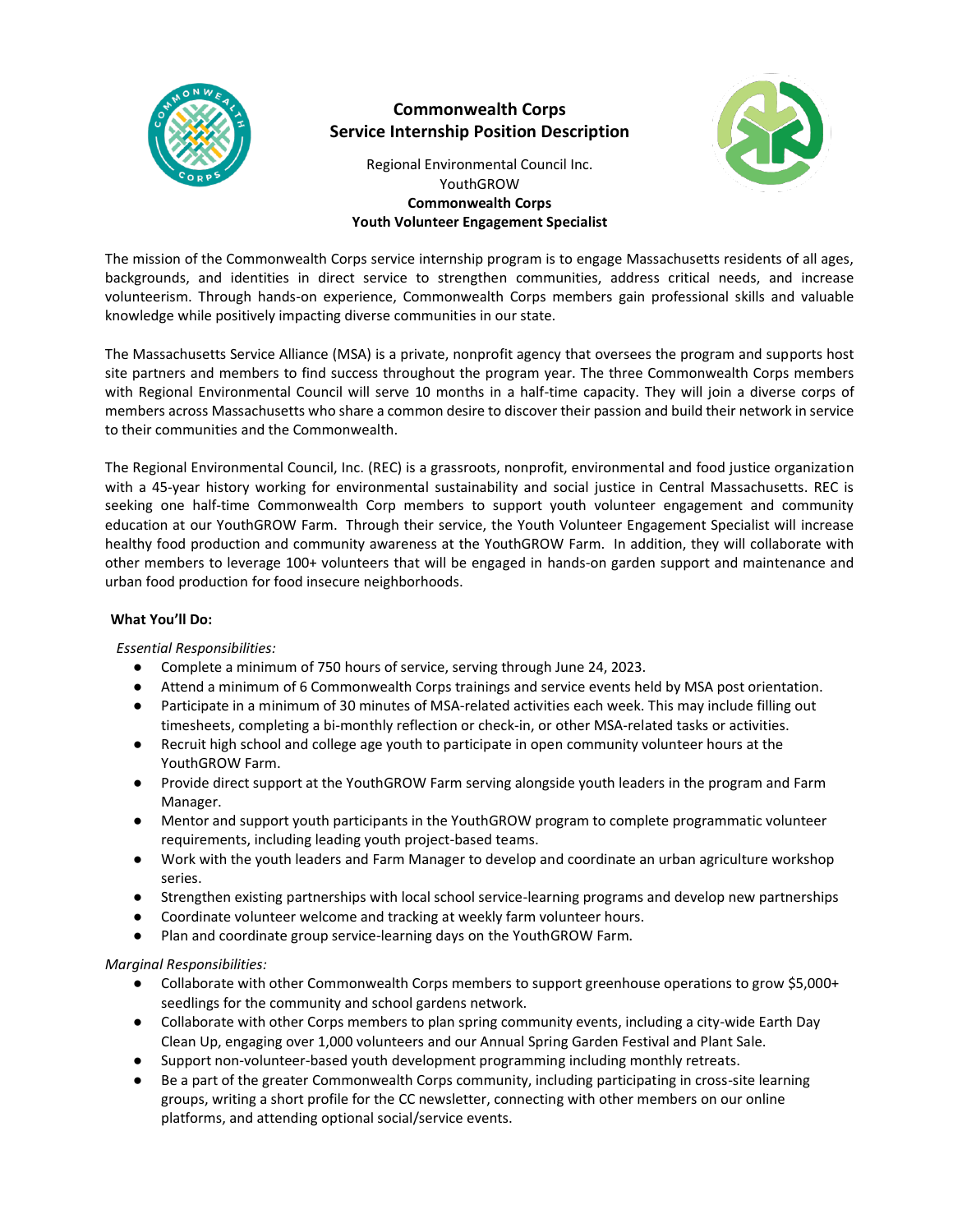# Commonwealth Corps
## Service Internship Position Description

Regional Environmental Council Inc.
YouthGROW
**Commonwealth Corps**
**Youth Volunteer Engagement Specialist**

The mission of the Commonwealth Corps service internship program is to engage Massachusetts residents of all ages, backgrounds, and identities in direct service to strengthen communities, address critical needs, and increase volunteerism. Through hands-on experience, Commonwealth Corps members gain professional skills and valuable knowledge while positively impacting diverse communities in our state.

The Massachusetts Service Alliance (MSA) is a private, nonprofit agency that oversees the program and supports host site partners and members to find success throughout the program year. The three Commonwealth Corps members with Regional Environmental Council will serve 10 months in a half-time capacity. They will join a diverse corps of members across Massachusetts who share a common desire to discover their passion and build their network in service to their communities and the Commonwealth.

The Regional Environmental Council, Inc. (REC) is a grassroots, nonprofit, environmental and food justice organization with a 45-year history working for environmental sustainability and social justice in Central Massachusetts. REC is seeking one half-time Commonwealth Corp members to support youth volunteer engagement and community education at our YouthGROW Farm. Through their service, the Youth Volunteer Engagement Specialist will increase healthy food production and community awareness at the YouthGROW Farm. In addition, they will collaborate with other members to leverage 100+ volunteers that will be engaged in hands-on garden support and maintenance and urban food production for food insecure neighborhoods.

### What You'll Do:

*Essential Responsibilities:*

- Complete a minimum of 750 hours of service, serving through June 24, 2023.
- Attend a minimum of 6 Commonwealth Corps trainings and service events held by MSA post orientation.
- Participate in a minimum of 30 minutes of MSA-related activities each week. This may include filling out timesheets, completing a bi-monthly reflection or check-in, or other MSA-related tasks or activities.
- Recruit high school and college age youth to participate in open community volunteer hours at the YouthGROW Farm.
- Provide direct support at the YouthGROW Farm serving alongside youth leaders in the program and Farm Manager.
- Mentor and support youth participants in the YouthGROW program to complete programmatic volunteer requirements, including leading youth project-based teams.
- Work with the youth leaders and Farm Manager to develop and coordinate an urban agriculture workshop series.
- Strengthen existing partnerships with local school service-learning programs and develop new partnerships
- Coordinate volunteer welcome and tracking at weekly farm volunteer hours.
- Plan and coordinate group service-learning days on the YouthGROW Farm.

*Marginal Responsibilities:*

- Collaborate with other Commonwealth Corps members to support greenhouse operations to grow $5,000+ seedlings for the community and school gardens network.
- Collaborate with other Corps members to plan spring community events, including a city-wide Earth Day Clean Up, engaging over 1,000 volunteers and our Annual Spring Garden Festival and Plant Sale.
- Support non-volunteer-based youth development programming including monthly retreats.
- Be a part of the greater Commonwealth Corps community, including participating in cross-site learning groups, writing a short profile for the CC newsletter, connecting with other members on our online platforms, and attending optional social/service events.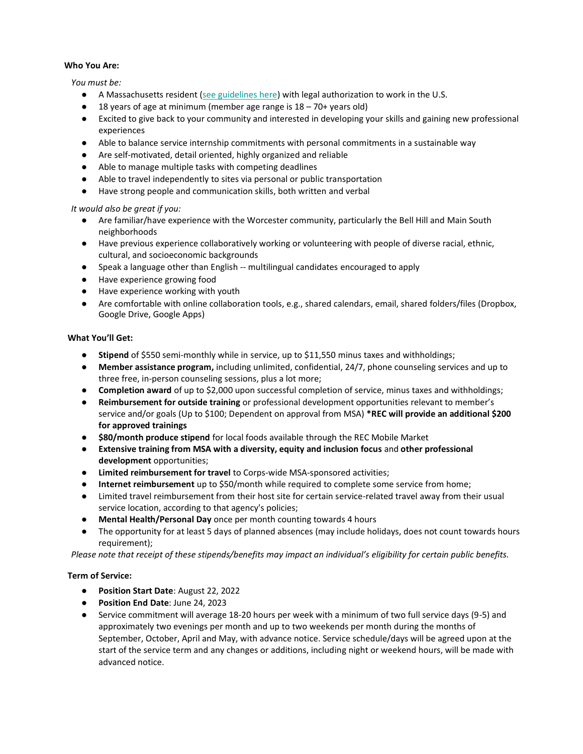**Who You Are:**

*You must be:*

- A Massachusetts resident ([see guidelines here]) with legal authorization to work in the U.S.
- 18 years of age at minimum (member age range is 18 – 70+ years old)
- Excited to give back to your community and interested in developing your skills and gaining new professional experiences
- Able to balance service internship commitments with personal commitments in a sustainable way
- Are self-motivated, detail oriented, highly organized and reliable
- Able to manage multiple tasks with competing deadlines
- Able to travel independently to sites via personal or public transportation
- Have strong people and communication skills, both written and verbal

*It would also be great if you:*

- Are familiar/have experience with the Worcester community, particularly the Bell Hill and Main South neighborhoods
- Have previous experience collaboratively working or volunteering with people of diverse racial, ethnic, cultural, and socioeconomic backgrounds
- Speak a language other than English -- multilingual candidates encouraged to apply
- Have experience growing food
- Have experience working with youth
- Are comfortable with online collaboration tools, e.g., shared calendars, email, shared folders/files (Dropbox, Google Drive, Google Apps)

**What You'll Get:**

- **Stipend** of $550 semi-monthly while in service, up to $11,550 minus taxes and withholdings;
- **Member assistance program,** including unlimited, confidential, 24/7, phone counseling services and up to three free, in-person counseling sessions, plus a lot more;
- **Completion award** of up to $2,000 upon successful completion of service, minus taxes and withholdings;
- **Reimbursement for outside training** or professional development opportunities relevant to member's service and/or goals (Up to $100; Dependent on approval from MSA) **\*REC will provide an additional $200 for approved trainings**
- **$80/month produce stipend** for local foods available through the REC Mobile Market
- **Extensive training from MSA with a diversity, equity and inclusion focus** and **other professional development** opportunities;
- **Limited reimbursement for travel** to Corps-wide MSA-sponsored activities;
- **Internet reimbursement** up to $50/month while required to complete some service from home;
- Limited travel reimbursement from their host site for certain service-related travel away from their usual service location, according to that agency's policies;
- **Mental Health/Personal Day** once per month counting towards 4 hours
- The opportunity for at least 5 days of planned absences (may include holidays, does not count towards hours requirement);

*Please note that receipt of these stipends/benefits may impact an individual's eligibility for certain public benefits.*

**Term of Service:**

- **Position Start Date**: August 22, 2022
- **Position End Date**: June 24, 2023
- Service commitment will average 18-20 hours per week with a minimum of two full service days (9-5) and approximately two evenings per month and up to two weekends per month during the months of September, October, April and May, with advance notice. Service schedule/days will be agreed upon at the start of the service term and any changes or additions, including night or weekend hours, will be made with advanced notice.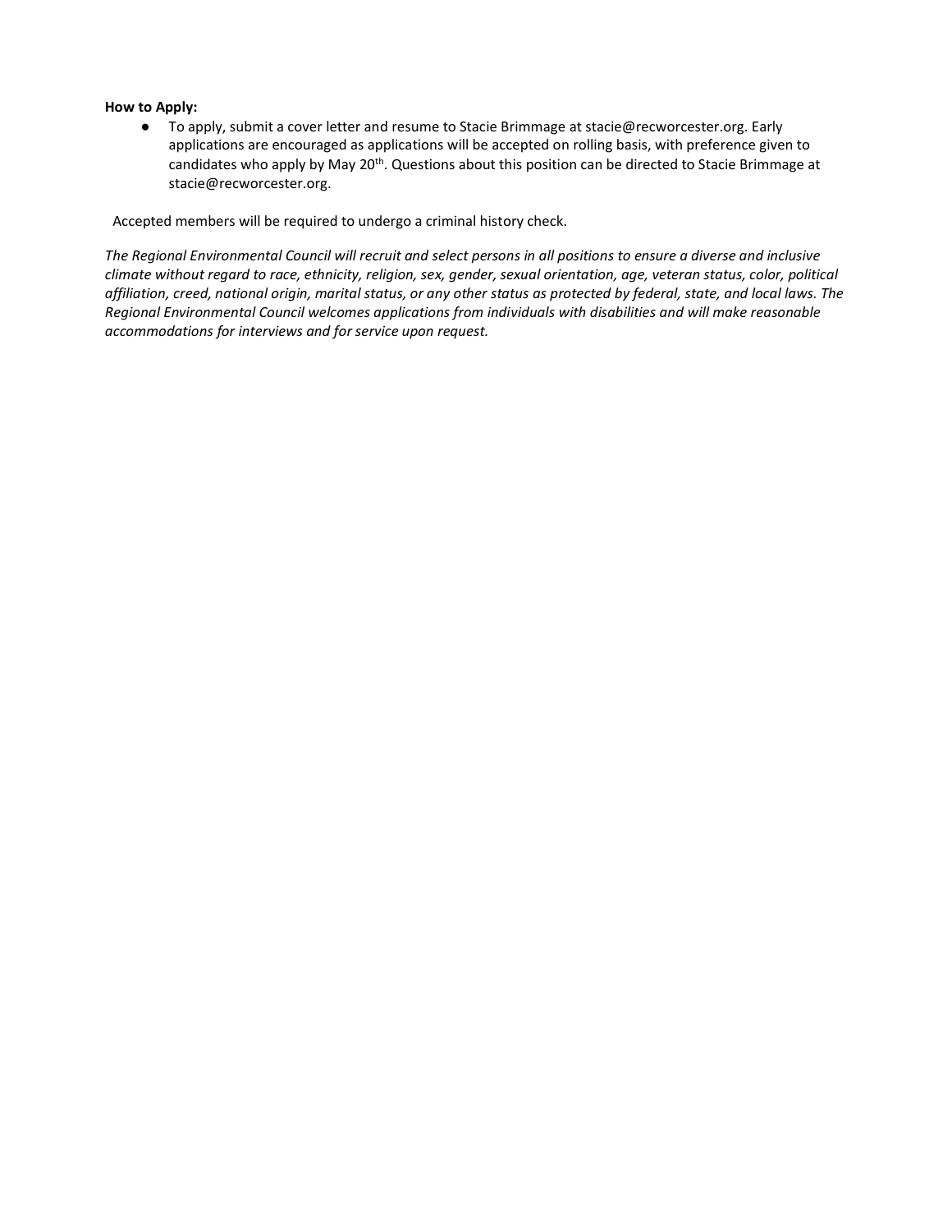**How to Apply:**

- To apply, submit a cover letter and resume to Stacie Brimmage at stacie@recworcester.org. Early applications are encouraged as applications will be accepted on rolling basis, with preference given to candidates who apply by May 20th. Questions about this position can be directed to Stacie Brimmage at stacie@recworcester.org.

Accepted members will be required to undergo a criminal history check.

*The Regional Environmental Council will recruit and select persons in all positions to ensure a diverse and inclusive climate without regard to race, ethnicity, religion, sex, gender, sexual orientation, age, veteran status, color, political affiliation, creed, national origin, marital status, or any other status as protected by federal, state, and local laws. The Regional Environmental Council welcomes applications from individuals with disabilities and will make reasonable accommodations for interviews and for service upon request.*